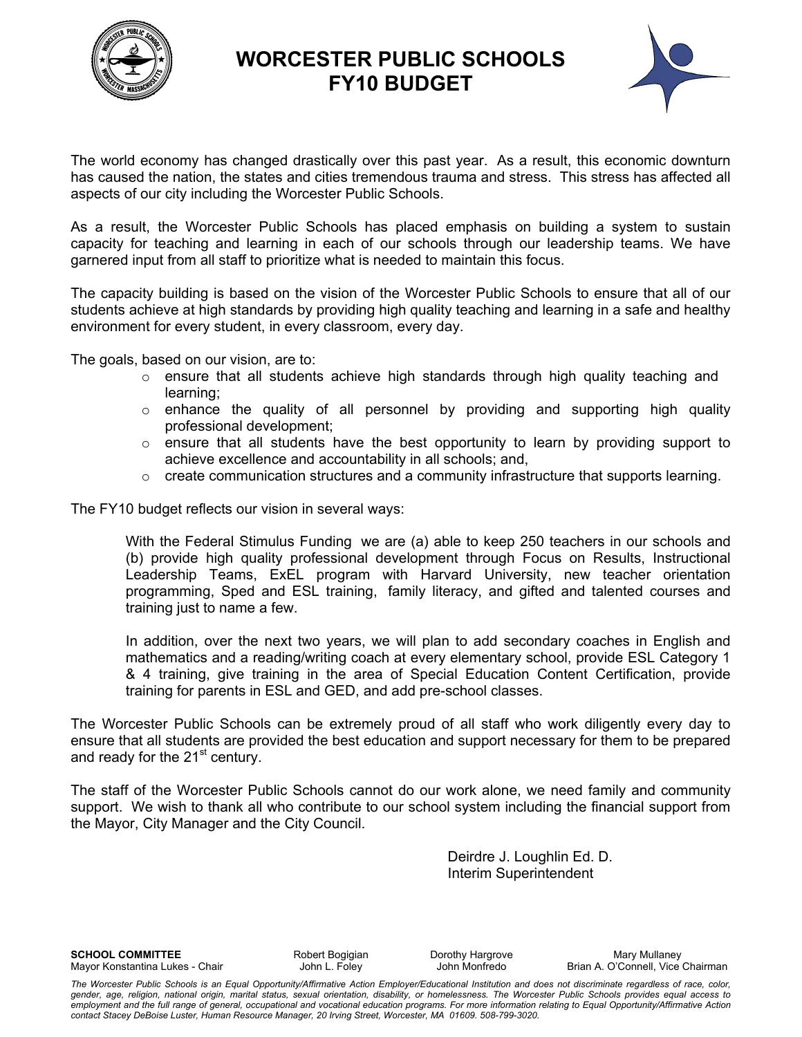# WORCESTER PUBLIC SCHOOLS
# FY10 BUDGET

The world economy has changed drastically over this past year. As a result, this economic downturn has caused the nation, the states and cities tremendous trauma and stress. This stress has affected all aspects of our city including the Worcester Public Schools.

As a result, the Worcester Public Schools has placed emphasis on building a system to sustain capacity for teaching and learning in each of our schools through our leadership teams. We have garnered input from all staff to prioritize what is needed to maintain this focus.

The capacity building is based on the vision of the Worcester Public Schools to ensure that all of our students achieve at high standards by providing high quality teaching and learning in a safe and healthy environment for every student, in every classroom, every day.

The goals, based on our vision, are to:

- ensure that all students achieve high standards through high quality teaching and learning;
- enhance the quality of all personnel by providing and supporting high quality professional development;
- ensure that all students have the best opportunity to learn by providing support to achieve excellence and accountability in all schools; and,
- create communication structures and a community infrastructure that supports learning.

The FY10 budget reflects our vision in several ways:

> With the Federal Stimulus Funding we are (a) able to keep 250 teachers in our schools and (b) provide high quality professional development through Focus on Results, Instructional Leadership Teams, ExEL program with Harvard University, new teacher orientation programming, Sped and ESL training, family literacy, and gifted and talented courses and training just to name a few.
>
> In addition, over the next two years, we will plan to add secondary coaches in English and mathematics and a reading/writing coach at every elementary school, provide ESL Category 1 & 4 training, give training in the area of Special Education Content Certification, provide training for parents in ESL and GED, and add pre-school classes.

The Worcester Public Schools can be extremely proud of all staff who work diligently every day to ensure that all students are provided the best education and support necessary for them to be prepared and ready for the 21st century.

The staff of the Worcester Public Schools cannot do our work alone, we need family and community support. We wish to thank all who contribute to our school system including the financial support from the Mayor, City Manager and the City Council.

Deirdre J. Loughlin Ed. D.
Interim Superintendent

**SCHOOL COMMITTEE**
Mayor Konstantina Lukes - Chair
Robert Bogigian
John L. Foley
Dorothy Hargrove
John Monfredo
Mary Mullaney
Brian A. O'Connell, Vice Chairman

*The Worcester Public Schools is an Equal Opportunity/Affirmative Action Employer/Educational Institution and does not discriminate regardless of race, color, gender, age, religion, national origin, marital status, sexual orientation, disability, or homelessness. The Worcester Public Schools provides equal access to employment and the full range of general, occupational and vocational education programs. For more information relating to Equal Opportunity/Affirmative Action contact Stacey DeBoise Luster, Human Resource Manager, 20 Irving Street, Worcester, MA 01609. 508-799-3020.*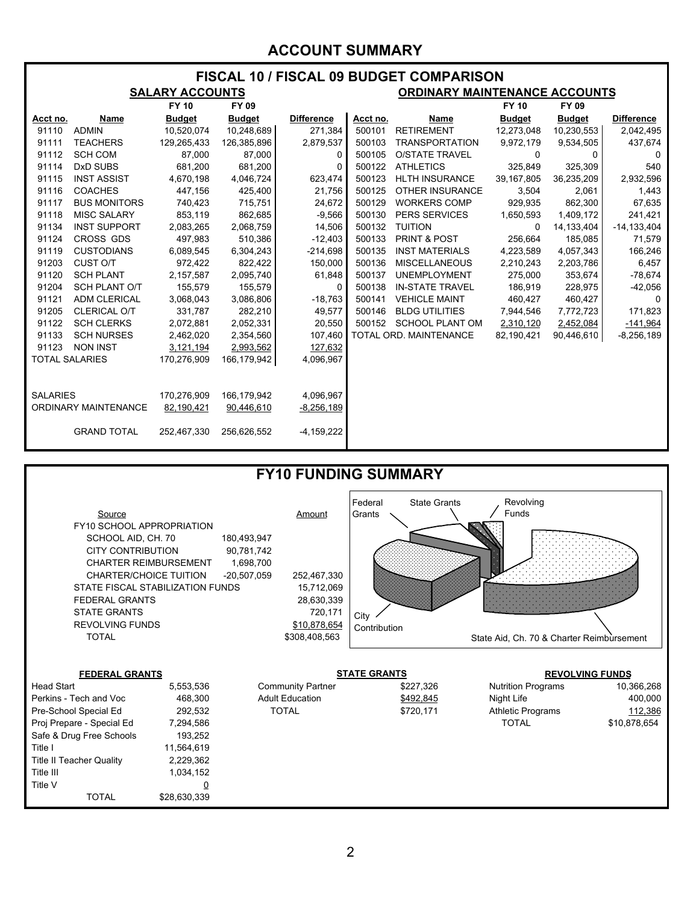# ACCOUNT SUMMARY

## FISCAL 10 / FISCAL 09 BUDGET COMPARISON

### SALARY ACCOUNTS

| Acct no. | Name | FY 10 Budget | FY 09 Budget | Difference |
|---|---|---|---|---|
| 91110 | ADMIN | 10,520,074 | 10,248,689 | 271,384 |
| 91111 | TEACHERS | 129,265,433 | 126,385,896 | 2,879,537 |
| 91112 | SCH COM | 87,000 | 87,000 | 0 |
| 91114 | DxD SUBS | 681,200 | 681,200 | 0 |
| 91115 | INST ASSIST | 4,670,198 | 4,046,724 | 623,474 |
| 91116 | COACHES | 447,156 | 425,400 | 21,756 |
| 91117 | BUS MONITORS | 740,423 | 715,751 | 24,672 |
| 91118 | MISC SALARY | 853,119 | 862,685 | -9,566 |
| 91134 | INST SUPPORT | 2,083,265 | 2,068,759 | 14,506 |
| 91124 | CROSS GDS | 497,983 | 510,386 | -12,403 |
| 91119 | CUSTODIANS | 6,089,545 | 6,304,243 | -214,698 |
| 91203 | CUST O/T | 972,422 | 822,422 | 150,000 |
| 91120 | SCH PLANT | 2,157,587 | 2,095,740 | 61,848 |
| 91204 | SCH PLANT O/T | 155,579 | 155,579 | 0 |
| 91121 | ADM CLERICAL | 3,068,043 | 3,086,806 | -18,763 |
| 91205 | CLERICAL O/T | 331,787 | 282,210 | 49,577 |
| 91122 | SCH CLERKS | 2,072,881 | 2,052,331 | 20,550 |
| 91133 | SCH NURSES | 2,462,020 | 2,354,560 | 107,460 |
| 91123 | NON INST | 3,121,194 | 2,993,562 | 127,632 |
| TOTAL SALARIES | | 170,276,909 | 166,179,942 | 4,096,967 |

| | FY 10 | FY 09 | Difference |
|---|---|---|---|
| SALARIES | 170,276,909 | 166,179,942 | 4,096,967 |
| ORDINARY MAINTENANCE | 82,190,421 | 90,446,610 | -8,256,189 |
| GRAND TOTAL | 252,467,330 | 256,626,552 | -4,159,222 |

### ORDINARY MAINTENANCE ACCOUNTS

| Acct no. | Name | FY 10 Budget | FY 09 Budget | Difference |
|---|---|---|---|---|
| 500101 | RETIREMENT | 12,273,048 | 10,230,553 | 2,042,495 |
| 500103 | TRANSPORTATION | 9,972,179 | 9,534,505 | 437,674 |
| 500105 | O/STATE TRAVEL | 0 | 0 | 0 |
| 500122 | ATHLETICS | 325,849 | 325,309 | 540 |
| 500123 | HLTH INSURANCE | 39,167,805 | 36,235,209 | 2,932,596 |
| 500125 | OTHER INSURANCE | 3,504 | 2,061 | 1,443 |
| 500129 | WORKERS COMP | 929,935 | 862,300 | 67,635 |
| 500130 | PERS SERVICES | 1,650,593 | 1,409,172 | 241,421 |
| 500132 | TUITION | 0 | 14,133,404 | -14,133,404 |
| 500133 | PRINT & POST | 256,664 | 185,085 | 71,579 |
| 500135 | INST MATERIALS | 4,223,589 | 4,057,343 | 166,246 |
| 500136 | MISCELLANEOUS | 2,210,243 | 2,203,786 | 6,457 |
| 500137 | UNEMPLOYMENT | 275,000 | 353,674 | -78,674 |
| 500138 | IN-STATE TRAVEL | 186,919 | 228,975 | -42,056 |
| 500141 | VEHICLE MAINT | 460,427 | 460,427 | 0 |
| 500146 | BLDG UTILITIES | 7,944,546 | 7,772,723 | 171,823 |
| 500152 | SCHOOL PLANT OM | 2,310,120 | 2,452,084 | -141,964 |
| TOTAL ORD. MAINTENANCE | | 82,190,421 | 90,446,610 | -8,256,189 |

## FY10 FUNDING SUMMARY

| Source | | Amount |
|---|---|---|
| FY10 SCHOOL APPROPRIATION | | |
| SCHOOL AID, CH. 70 | 180,493,947 | |
| CITY CONTRIBUTION | 90,781,742 | |
| CHARTER REIMBURSEMENT | 1,698,700 | |
| CHARTER/CHOICE TUITION | -20,507,059 | 252,467,330 |
| STATE FISCAL STABILIZATION FUNDS | | 15,712,069 |
| FEDERAL GRANTS | | 28,630,339 |
| STATE GRANTS | | 720,171 |
| REVOLVING FUNDS | | $10,878,654 |
| TOTAL | | $308,408,563 |

Chart labels: Federal Grants; State Grants; Revolving Funds; City Contribution; State Aid, Ch. 70 & Charter Reimbursement

### FEDERAL GRANTS

| Grant | Amount |
|---|---|
| Head Start | 5,553,536 |
| Perkins - Tech and Voc | 468,300 |
| Pre-School Special Ed | 292,532 |
| Proj Prepare - Special Ed | 7,294,586 |
| Safe & Drug Free Schools | 193,252 |
| Title I | 11,564,619 |
| Title II Teacher Quality | 2,229,362 |
| Title III | 1,034,152 |
| Title V | 0 |
| TOTAL | $28,630,339 |

### STATE GRANTS

| Grant | Amount |
|---|---|
| Community Partner | $227,326 |
| Adult Education | $492,845 |
| TOTAL | $720,171 |

### REVOLVING FUNDS

| Fund | Amount |
|---|---|
| Nutrition Programs | 10,366,268 |
| Night Life | 400,000 |
| Athletic Programs | 112,386 |
| TOTAL | $10,878,654 |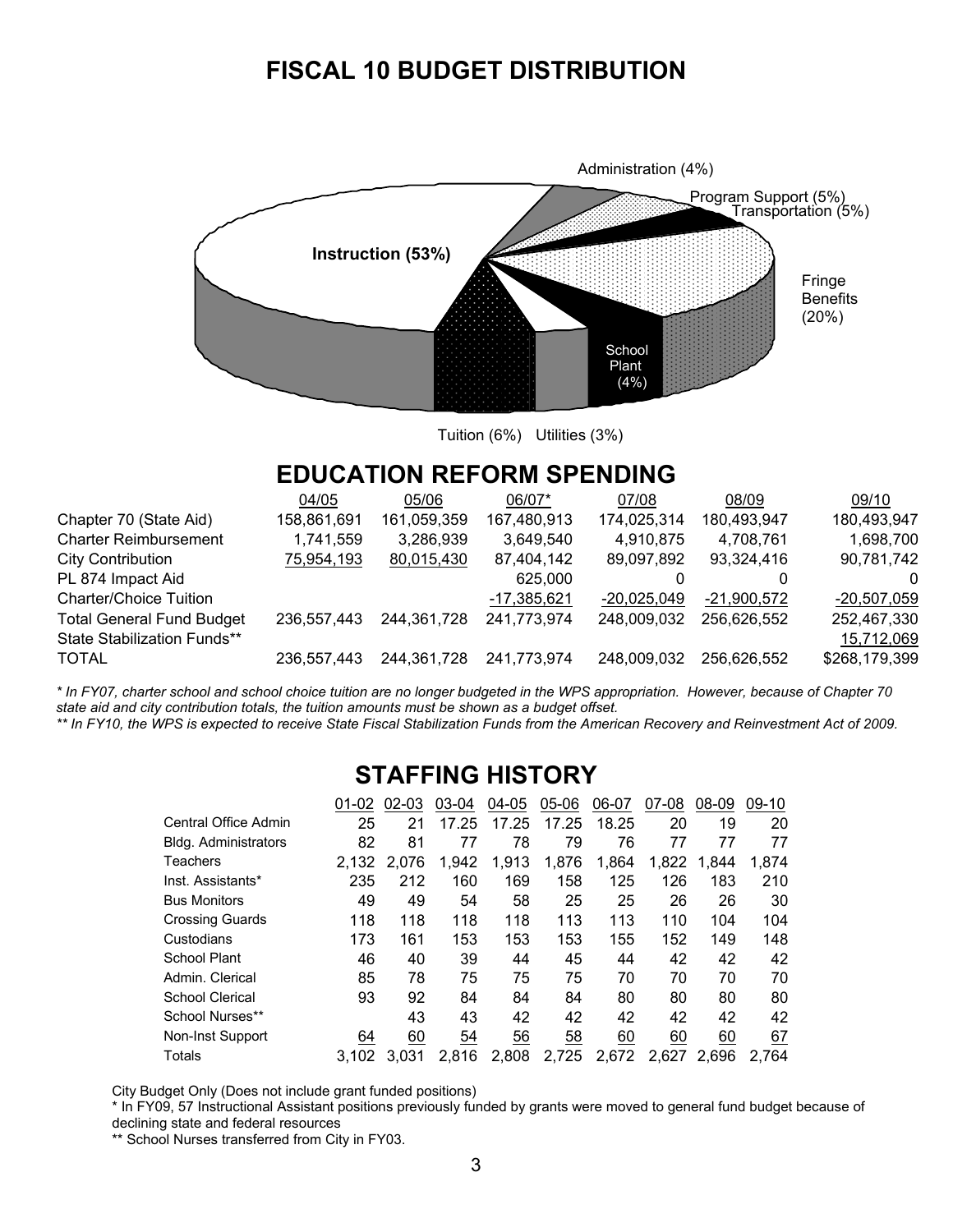# FISCAL 10 BUDGET DISTRIBUTION

Instruction (53%)

Administration (4%)

Program Support (5%)

Transportation (5%)

Fringe Benefits (20%)

School Plant (4%)

Tuition (6%) Utilities (3%)

# EDUCATION REFORM SPENDING

| | 04/05 | 05/06 | 06/07* | 07/08 | 08/09 | 09/10 |
|---|---|---|---|---|---|---|
| Chapter 70 (State Aid) | 158,861,691 | 161,059,359 | 167,480,913 | 174,025,314 | 180,493,947 | 180,493,947 |
| Charter Reimbursement | 1,741,559 | 3,286,939 | 3,649,540 | 4,910,875 | 4,708,761 | 1,698,700 |
| City Contribution | 75,954,193 | 80,015,430 | 87,404,142 | 89,097,892 | 93,324,416 | 90,781,742 |
| PL 874 Impact Aid | | | 625,000 | 0 | 0 | 0 |
| Charter/Choice Tuition | | | -17,385,621 | -20,025,049 | -21,900,572 | -20,507,059 |
| Total General Fund Budget | 236,557,443 | 244,361,728 | 241,773,974 | 248,009,032 | 256,626,552 | 252,467,330 |
| State Stabilization Funds** | | | | | | 15,712,069 |
| TOTAL | 236,557,443 | 244,361,728 | 241,773,974 | 248,009,032 | 256,626,552 | $268,179,399 |

*\* In FY07, charter school and school choice tuition are no longer budgeted in the WPS appropriation. However, because of Chapter 70 state aid and city contribution totals, the tuition amounts must be shown as a budget offset.*

*\*\* In FY10, the WPS is expected to receive State Fiscal Stabilization Funds from the American Recovery and Reinvestment Act of 2009.*

# STAFFING HISTORY

| | 01-02 | 02-03 | 03-04 | 04-05 | 05-06 | 06-07 | 07-08 | 08-09 | 09-10 |
|---|---|---|---|---|---|---|---|---|---|
| Central Office Admin | 25 | 21 | 17.25 | 17.25 | 17.25 | 18.25 | 20 | 19 | 20 |
| Bldg. Administrators | 82 | 81 | 77 | 78 | 79 | 76 | 77 | 77 | 77 |
| Teachers | 2,132 | 2,076 | 1,942 | 1,913 | 1,876 | 1,864 | 1,822 | 1,844 | 1,874 |
| Inst. Assistants* | 235 | 212 | 160 | 169 | 158 | 125 | 126 | 183 | 210 |
| Bus Monitors | 49 | 49 | 54 | 58 | 25 | 25 | 26 | 26 | 30 |
| Crossing Guards | 118 | 118 | 118 | 118 | 113 | 113 | 110 | 104 | 104 |
| Custodians | 173 | 161 | 153 | 153 | 153 | 155 | 152 | 149 | 148 |
| School Plant | 46 | 40 | 39 | 44 | 45 | 44 | 42 | 42 | 42 |
| Admin. Clerical | 85 | 78 | 75 | 75 | 75 | 70 | 70 | 70 | 70 |
| School Clerical | 93 | 92 | 84 | 84 | 84 | 80 | 80 | 80 | 80 |
| School Nurses** | | 43 | 43 | 42 | 42 | 42 | 42 | 42 | 42 |
| Non-Inst Support | 64 | 60 | 54 | 56 | 58 | 60 | 60 | 60 | 67 |
| Totals | 3,102 | 3,031 | 2,816 | 2,808 | 2,725 | 2,672 | 2,627 | 2,696 | 2,764 |

City Budget Only (Does not include grant funded positions)

\* In FY09, 57 Instructional Assistant positions previously funded by grants were moved to general fund budget because of declining state and federal resources

\*\* School Nurses transferred from City in FY03.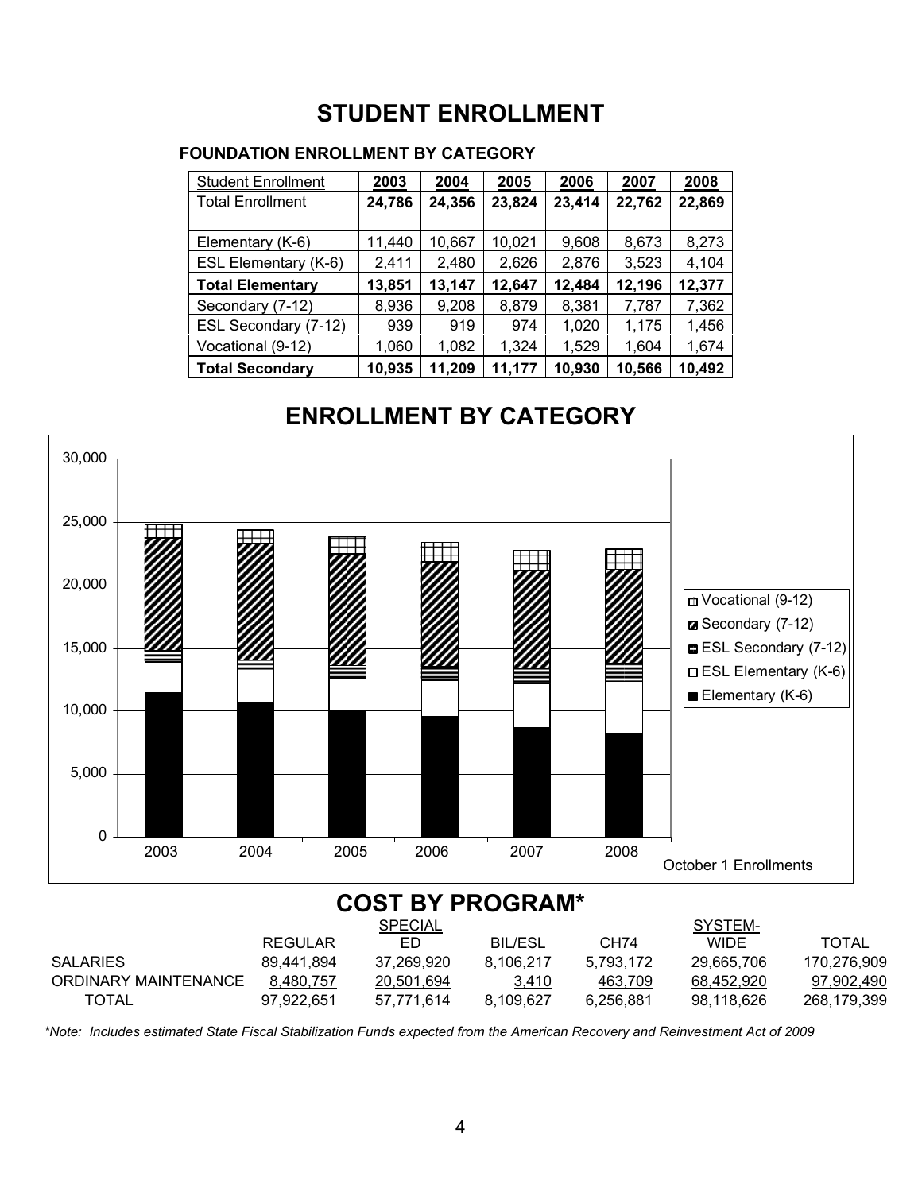# STUDENT ENROLLMENT

### FOUNDATION ENROLLMENT BY CATEGORY

| Student Enrollment | 2003 | 2004 | 2005 | 2006 | 2007 | 2008 |
|---|---|---|---|---|---|---|
| Total Enrollment | **24,786** | **24,356** | **23,824** | **23,414** | **22,762** | **22,869** |
| | | | | | | |
| Elementary (K-6) | 11,440 | 10,667 | 10,021 | 9,608 | 8,673 | 8,273 |
| ESL Elementary (K-6) | 2,411 | 2,480 | 2,626 | 2,876 | 3,523 | 4,104 |
| **Total Elementary** | **13,851** | **13,147** | **12,647** | **12,484** | **12,196** | **12,377** |
| Secondary (7-12) | 8,936 | 9,208 | 8,879 | 8,381 | 7,787 | 7,362 |
| ESL Secondary (7-12) | 939 | 919 | 974 | 1,020 | 1,175 | 1,456 |
| Vocational (9-12) | 1,060 | 1,082 | 1,324 | 1,529 | 1,604 | 1,674 |
| **Total Secondary** | **10,935** | **11,209** | **11,177** | **10,930** | **10,566** | **10,492** |

# ENROLLMENT BY CATEGORY

30,000
25,000
20,000
15,000
10,000
5,000
0

2003 2004 2005 2006 2007 2008

Vocational (9-12)
Secondary (7-12)
ESL Secondary (7-12)
ESL Elementary (K-6)
Elementary (K-6)

October 1 Enrollments

# COST BY PROGRAM*

| | REGULAR | SPECIAL ED | BIL/ESL | CH74 | SYSTEM-WIDE | TOTAL |
|---|---|---|---|---|---|---|
| SALARIES | 89,441,894 | 37,269,920 | 8,106,217 | 5,793,172 | 29,665,706 | 170,276,909 |
| ORDINARY MAINTENANCE | 8,480,757 | 20,501,694 | 3,410 | 463,709 | 68,452,920 | 97,902,490 |
| TOTAL | 97,922,651 | 57,771,614 | 8,109,627 | 6,256,881 | 98,118,626 | 268,179,399 |

*\*Note: Includes estimated State Fiscal Stabilization Funds expected from the American Recovery and Reinvestment Act of 2009*